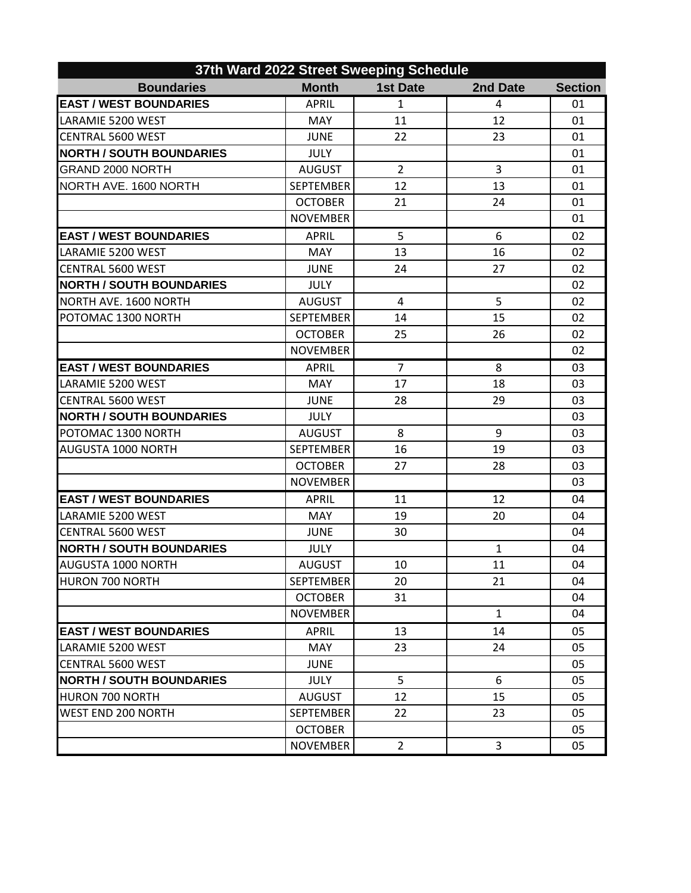# 37th Ward 2022 Street Sweeping Schedule

| Boundaries | Month | 1st Date | 2nd Date | Section |
|---|---|---|---|---|
| **EAST / WEST BOUNDARIES** | APRIL | 1 | 4 | 01 |
| LARAMIE 5200 WEST | MAY | 11 | 12 | 01 |
| CENTRAL 5600 WEST | JUNE | 22 | 23 | 01 |
| **NORTH / SOUTH BOUNDARIES** | JULY | | | 01 |
| GRAND 2000 NORTH | AUGUST | 2 | 3 | 01 |
| NORTH AVE. 1600 NORTH | SEPTEMBER | 12 | 13 | 01 |
| | OCTOBER | 21 | 24 | 01 |
| | NOVEMBER | | | 01 |
| **EAST / WEST BOUNDARIES** | APRIL | 5 | 6 | 02 |
| LARAMIE 5200 WEST | MAY | 13 | 16 | 02 |
| CENTRAL 5600 WEST | JUNE | 24 | 27 | 02 |
| **NORTH / SOUTH BOUNDARIES** | JULY | | | 02 |
| NORTH AVE. 1600 NORTH | AUGUST | 4 | 5 | 02 |
| POTOMAC 1300 NORTH | SEPTEMBER | 14 | 15 | 02 |
| | OCTOBER | 25 | 26 | 02 |
| | NOVEMBER | | | 02 |
| **EAST / WEST BOUNDARIES** | APRIL | 7 | 8 | 03 |
| LARAMIE 5200 WEST | MAY | 17 | 18 | 03 |
| CENTRAL 5600 WEST | JUNE | 28 | 29 | 03 |
| **NORTH / SOUTH BOUNDARIES** | JULY | | | 03 |
| POTOMAC 1300 NORTH | AUGUST | 8 | 9 | 03 |
| AUGUSTA 1000 NORTH | SEPTEMBER | 16 | 19 | 03 |
| | OCTOBER | 27 | 28 | 03 |
| | NOVEMBER | | | 03 |
| **EAST / WEST BOUNDARIES** | APRIL | 11 | 12 | 04 |
| LARAMIE 5200 WEST | MAY | 19 | 20 | 04 |
| CENTRAL 5600 WEST | JUNE | 30 | | 04 |
| **NORTH / SOUTH BOUNDARIES** | JULY | | 1 | 04 |
| AUGUSTA 1000 NORTH | AUGUST | 10 | 11 | 04 |
| HURON 700 NORTH | SEPTEMBER | 20 | 21 | 04 |
| | OCTOBER | 31 | | 04 |
| | NOVEMBER | | 1 | 04 |
| **EAST / WEST BOUNDARIES** | APRIL | 13 | 14 | 05 |
| LARAMIE 5200 WEST | MAY | 23 | 24 | 05 |
| CENTRAL 5600 WEST | JUNE | | | 05 |
| **NORTH / SOUTH BOUNDARIES** | JULY | 5 | 6 | 05 |
| HURON 700 NORTH | AUGUST | 12 | 15 | 05 |
| WEST END 200 NORTH | SEPTEMBER | 22 | 23 | 05 |
| | OCTOBER | | | 05 |
| | NOVEMBER | 2 | 3 | 05 |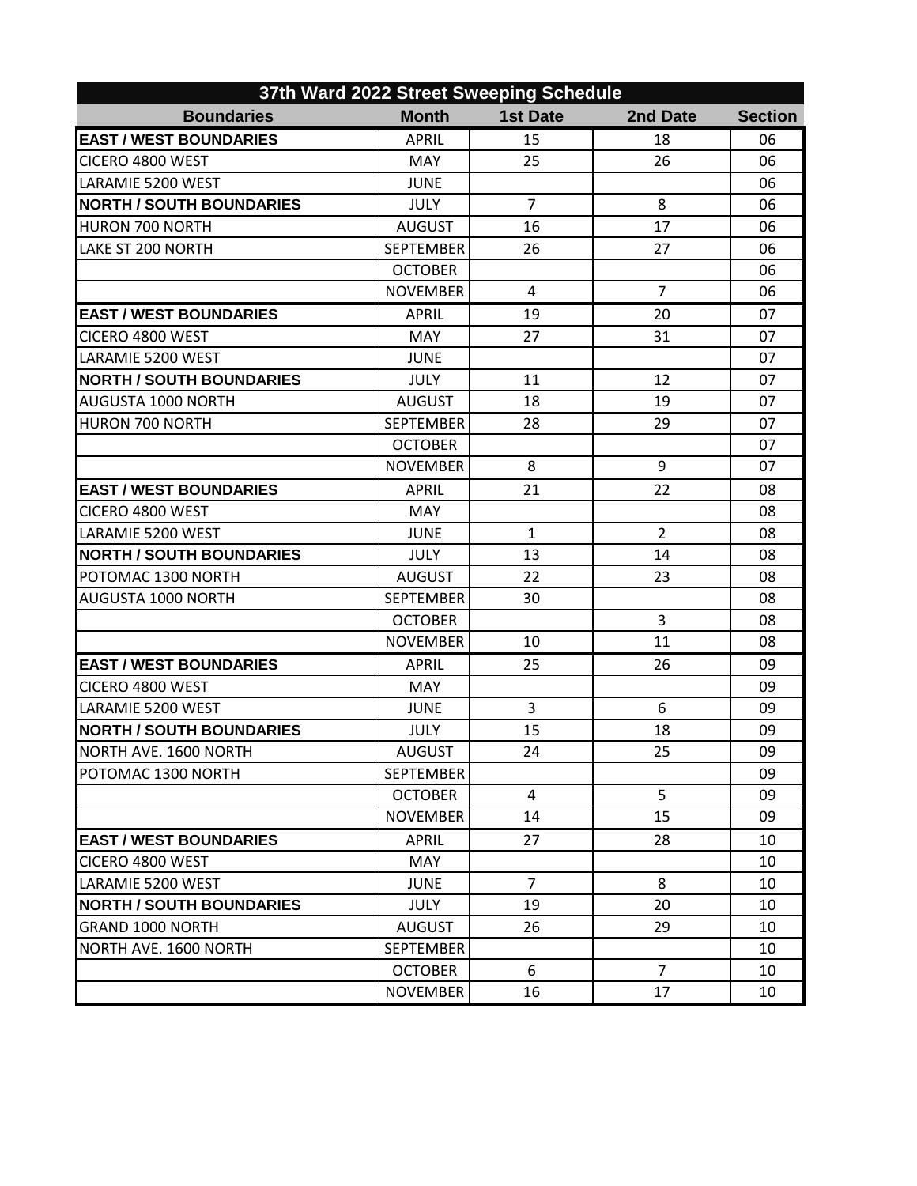| 37th Ward 2022 Street Sweeping Schedule | | | | |
|---|---|---|---|---|
| **Boundaries** | **Month** | **1st Date** | **2nd Date** | **Section** |
| **EAST / WEST BOUNDARIES** | APRIL | 15 | 18 | 06 |
| CICERO 4800 WEST | MAY | 25 | 26 | 06 |
| LARAMIE 5200 WEST | JUNE | | | 06 |
| **NORTH / SOUTH BOUNDARIES** | JULY | 7 | 8 | 06 |
| HURON 700 NORTH | AUGUST | 16 | 17 | 06 |
| LAKE ST 200 NORTH | SEPTEMBER | 26 | 27 | 06 |
| | OCTOBER | | | 06 |
| | NOVEMBER | 4 | 7 | 06 |
| **EAST / WEST BOUNDARIES** | APRIL | 19 | 20 | 07 |
| CICERO 4800 WEST | MAY | 27 | 31 | 07 |
| LARAMIE 5200 WEST | JUNE | | | 07 |
| **NORTH / SOUTH BOUNDARIES** | JULY | 11 | 12 | 07 |
| AUGUSTA 1000 NORTH | AUGUST | 18 | 19 | 07 |
| HURON 700 NORTH | SEPTEMBER | 28 | 29 | 07 |
| | OCTOBER | | | 07 |
| | NOVEMBER | 8 | 9 | 07 |
| **EAST / WEST BOUNDARIES** | APRIL | 21 | 22 | 08 |
| CICERO 4800 WEST | MAY | | | 08 |
| LARAMIE 5200 WEST | JUNE | 1 | 2 | 08 |
| **NORTH / SOUTH BOUNDARIES** | JULY | 13 | 14 | 08 |
| POTOMAC 1300 NORTH | AUGUST | 22 | 23 | 08 |
| AUGUSTA 1000 NORTH | SEPTEMBER | 30 | | 08 |
| | OCTOBER | | 3 | 08 |
| | NOVEMBER | 10 | 11 | 08 |
| **EAST / WEST BOUNDARIES** | APRIL | 25 | 26 | 09 |
| CICERO 4800 WEST | MAY | | | 09 |
| LARAMIE 5200 WEST | JUNE | 3 | 6 | 09 |
| **NORTH / SOUTH BOUNDARIES** | JULY | 15 | 18 | 09 |
| NORTH AVE. 1600 NORTH | AUGUST | 24 | 25 | 09 |
| POTOMAC 1300 NORTH | SEPTEMBER | | | 09 |
| | OCTOBER | 4 | 5 | 09 |
| | NOVEMBER | 14 | 15 | 09 |
| **EAST / WEST BOUNDARIES** | APRIL | 27 | 28 | 10 |
| CICERO 4800 WEST | MAY | | | 10 |
| LARAMIE 5200 WEST | JUNE | 7 | 8 | 10 |
| **NORTH / SOUTH BOUNDARIES** | JULY | 19 | 20 | 10 |
| GRAND 1000 NORTH | AUGUST | 26 | 29 | 10 |
| NORTH AVE. 1600 NORTH | SEPTEMBER | | | 10 |
| | OCTOBER | 6 | 7 | 10 |
| | NOVEMBER | 16 | 17 | 10 |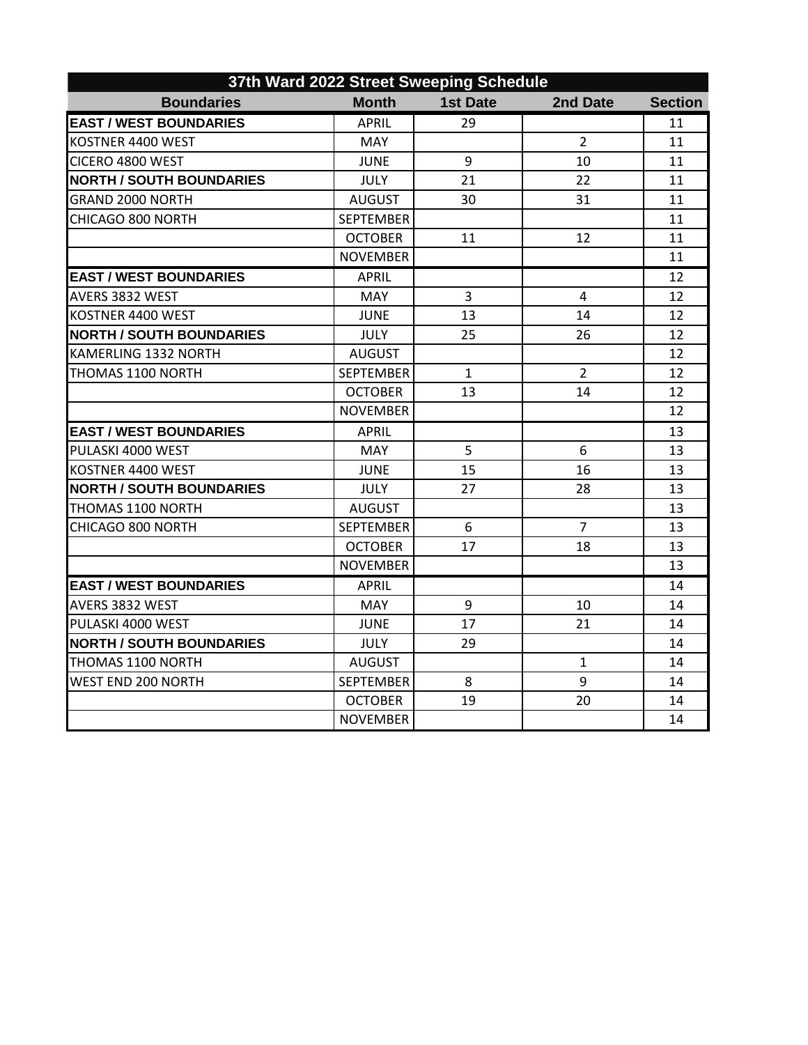| 37th Ward 2022 Street Sweeping Schedule | | | | |
|---|---|---|---|---|
| **Boundaries** | **Month** | **1st Date** | **2nd Date** | **Section** |
| **EAST / WEST BOUNDARIES** | APRIL | 29 | | 11 |
| KOSTNER 4400 WEST | MAY | | 2 | 11 |
| CICERO 4800 WEST | JUNE | 9 | 10 | 11 |
| **NORTH / SOUTH BOUNDARIES** | JULY | 21 | 22 | 11 |
| GRAND 2000 NORTH | AUGUST | 30 | 31 | 11 |
| CHICAGO 800 NORTH | SEPTEMBER | | | 11 |
| | OCTOBER | 11 | 12 | 11 |
| | NOVEMBER | | | 11 |
| **EAST / WEST BOUNDARIES** | APRIL | | | 12 |
| AVERS 3832 WEST | MAY | 3 | 4 | 12 |
| KOSTNER 4400 WEST | JUNE | 13 | 14 | 12 |
| **NORTH / SOUTH BOUNDARIES** | JULY | 25 | 26 | 12 |
| KAMERLING 1332 NORTH | AUGUST | | | 12 |
| THOMAS 1100 NORTH | SEPTEMBER | 1 | 2 | 12 |
| | OCTOBER | 13 | 14 | 12 |
| | NOVEMBER | | | 12 |
| **EAST / WEST BOUNDARIES** | APRIL | | | 13 |
| PULASKI 4000 WEST | MAY | 5 | 6 | 13 |
| KOSTNER 4400 WEST | JUNE | 15 | 16 | 13 |
| **NORTH / SOUTH BOUNDARIES** | JULY | 27 | 28 | 13 |
| THOMAS 1100 NORTH | AUGUST | | | 13 |
| CHICAGO 800 NORTH | SEPTEMBER | 6 | 7 | 13 |
| | OCTOBER | 17 | 18 | 13 |
| | NOVEMBER | | | 13 |
| **EAST / WEST BOUNDARIES** | APRIL | | | 14 |
| AVERS 3832 WEST | MAY | 9 | 10 | 14 |
| PULASKI 4000 WEST | JUNE | 17 | 21 | 14 |
| **NORTH / SOUTH BOUNDARIES** | JULY | 29 | | 14 |
| THOMAS 1100 NORTH | AUGUST | | 1 | 14 |
| WEST END 200 NORTH | SEPTEMBER | 8 | 9 | 14 |
| | OCTOBER | 19 | 20 | 14 |
| | NOVEMBER | | | 14 |